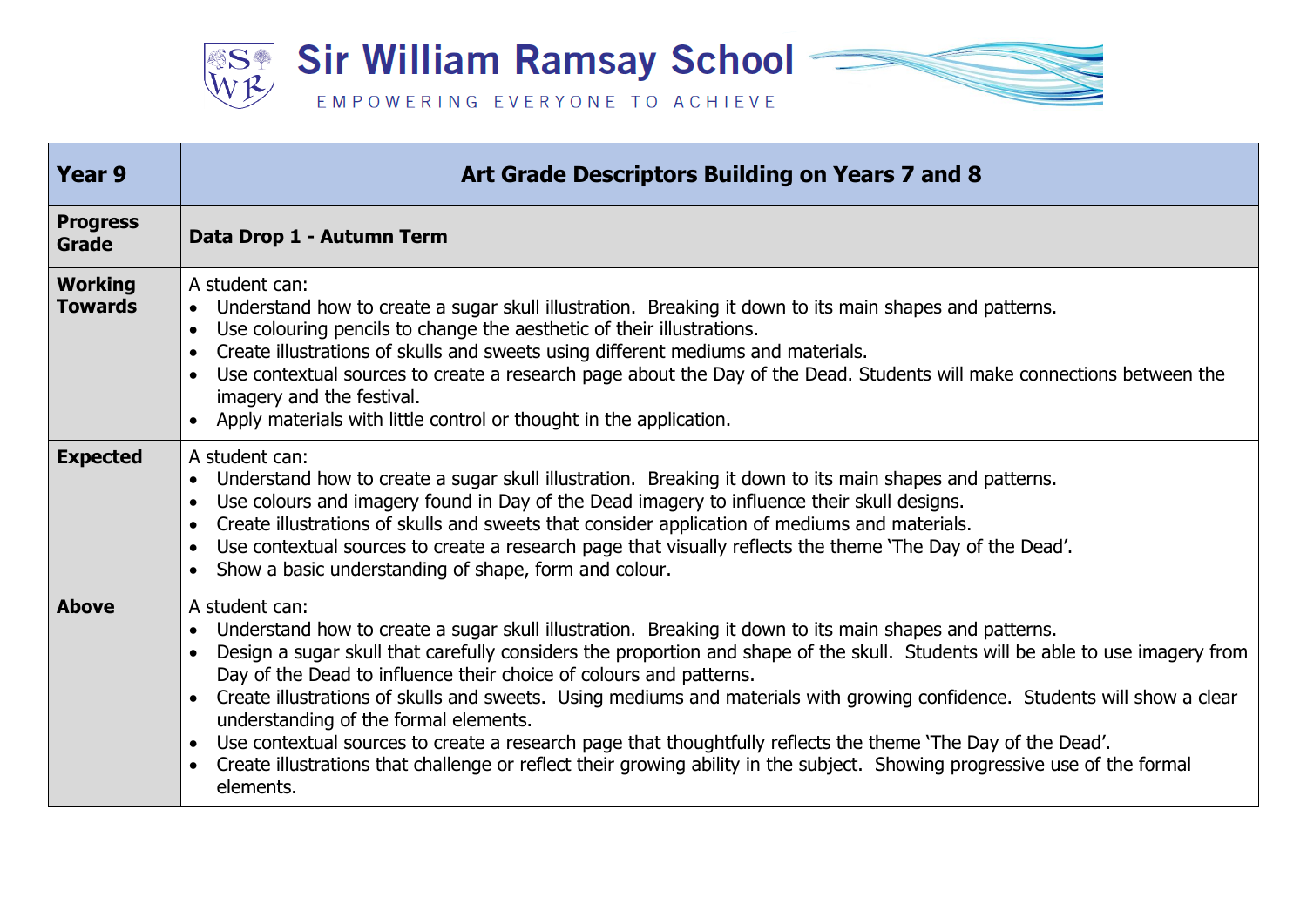# Sir William Ramsay School

EMPOWERING EVERYONE TO ACHIEVE

| **Year 9** | **Art Grade Descriptors Building on Years 7 and 8** |
|---|---|
| **Progress Grade** | **Data Drop 1 - Autumn Term** |
| **Working Towards** | A student can:<br>• Understand how to create a sugar skull illustration. Breaking it down to its main shapes and patterns.<br>• Use colouring pencils to change the aesthetic of their illustrations.<br>• Create illustrations of skulls and sweets using different mediums and materials.<br>• Use contextual sources to create a research page about the Day of the Dead. Students will make connections between the imagery and the festival.<br>• Apply materials with little control or thought in the application. |
| **Expected** | A student can:<br>• Understand how to create a sugar skull illustration. Breaking it down to its main shapes and patterns.<br>• Use colours and imagery found in Day of the Dead imagery to influence their skull designs.<br>• Create illustrations of skulls and sweets that consider application of mediums and materials.<br>• Use contextual sources to create a research page that visually reflects the theme 'The Day of the Dead'.<br>• Show a basic understanding of shape, form and colour. |
| **Above** | A student can:<br>• Understand how to create a sugar skull illustration. Breaking it down to its main shapes and patterns.<br>• Design a sugar skull that carefully considers the proportion and shape of the skull. Students will be able to use imagery from Day of the Dead to influence their choice of colours and patterns.<br>• Create illustrations of skulls and sweets. Using mediums and materials with growing confidence. Students will show a clear understanding of the formal elements.<br>• Use contextual sources to create a research page that thoughtfully reflects the theme 'The Day of the Dead'.<br>• Create illustrations that challenge or reflect their growing ability in the subject. Showing progressive use of the formal elements. |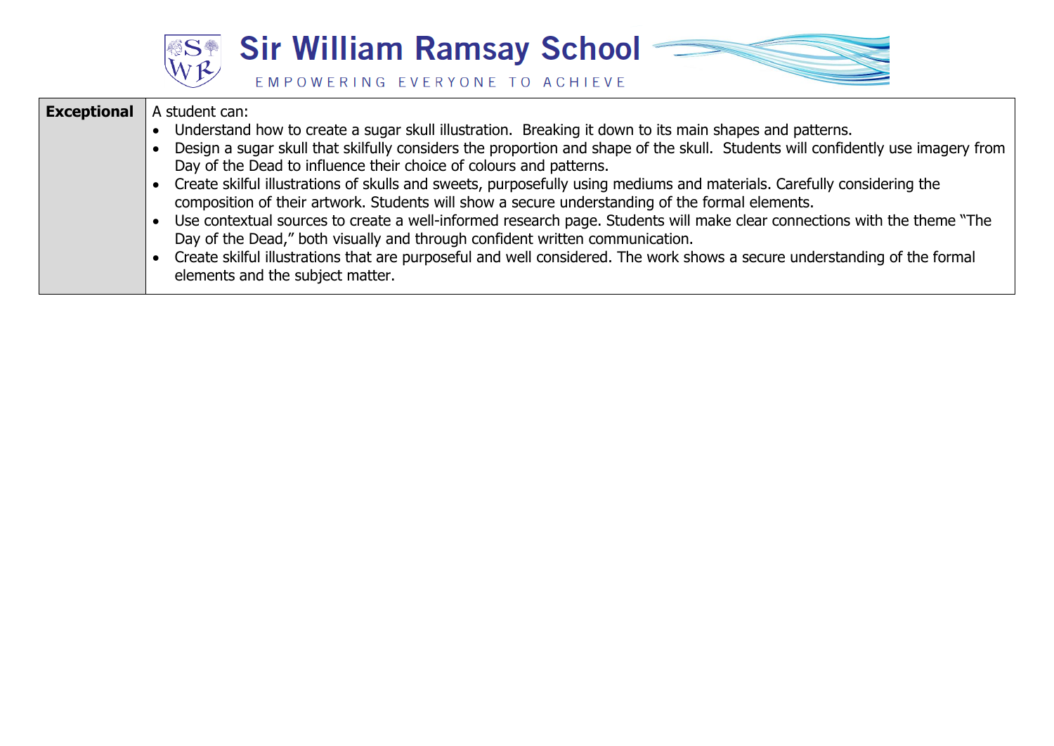| | |
|---|---|
| **Exceptional** | A student can:<br>• Understand how to create a sugar skull illustration. Breaking it down to its main shapes and patterns.<br>• Design a sugar skull that skilfully considers the proportion and shape of the skull. Students will confidently use imagery from Day of the Dead to influence their choice of colours and patterns.<br>• Create skilful illustrations of skulls and sweets, purposefully using mediums and materials. Carefully considering the composition of their artwork. Students will show a secure understanding of the formal elements.<br>• Use contextual sources to create a well-informed research page. Students will make clear connections with the theme "The Day of the Dead," both visually and through confident written communication.<br>• Create skilful illustrations that are purposeful and well considered. The work shows a secure understanding of the formal elements and the subject matter. |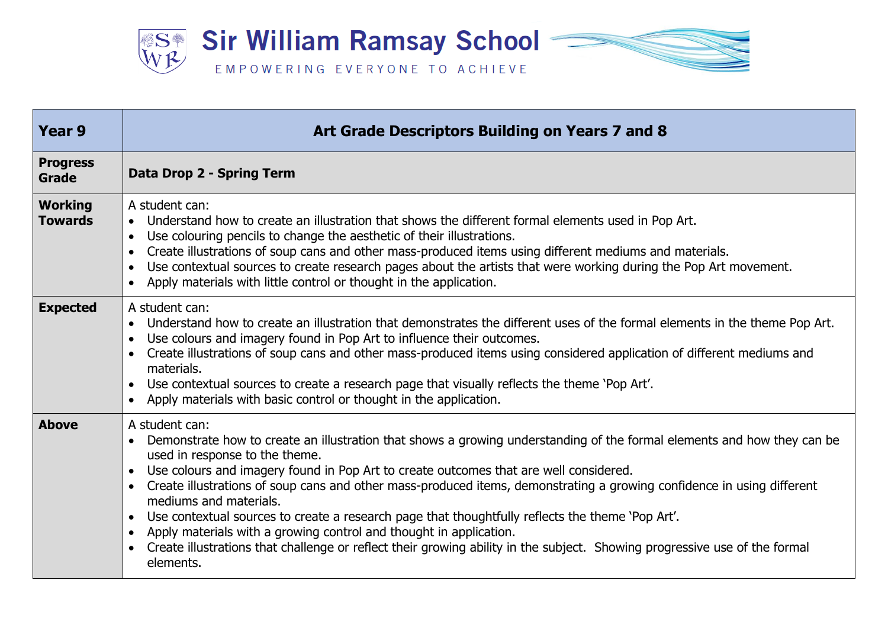# Sir William Ramsay School

EMPOWERING EVERYONE TO ACHIEVE

| **Year 9** | **Art Grade Descriptors Building on Years 7 and 8** |
|---|---|
| **Progress Grade** | **Data Drop 2 - Spring Term** |
| **Working Towards** | A student can:<br>• Understand how to create an illustration that shows the different formal elements used in Pop Art.<br>• Use colouring pencils to change the aesthetic of their illustrations.<br>• Create illustrations of soup cans and other mass-produced items using different mediums and materials.<br>• Use contextual sources to create research pages about the artists that were working during the Pop Art movement.<br>• Apply materials with little control or thought in the application. |
| **Expected** | A student can:<br>• Understand how to create an illustration that demonstrates the different uses of the formal elements in the theme Pop Art.<br>• Use colours and imagery found in Pop Art to influence their outcomes.<br>• Create illustrations of soup cans and other mass-produced items using considered application of different mediums and materials.<br>• Use contextual sources to create a research page that visually reflects the theme 'Pop Art'.<br>• Apply materials with basic control or thought in the application. |
| **Above** | A student can:<br>• Demonstrate how to create an illustration that shows a growing understanding of the formal elements and how they can be used in response to the theme.<br>• Use colours and imagery found in Pop Art to create outcomes that are well considered.<br>• Create illustrations of soup cans and other mass-produced items, demonstrating a growing confidence in using different mediums and materials.<br>• Use contextual sources to create a research page that thoughtfully reflects the theme 'Pop Art'.<br>• Apply materials with a growing control and thought in application.<br>• Create illustrations that challenge or reflect their growing ability in the subject. Showing progressive use of the formal elements. |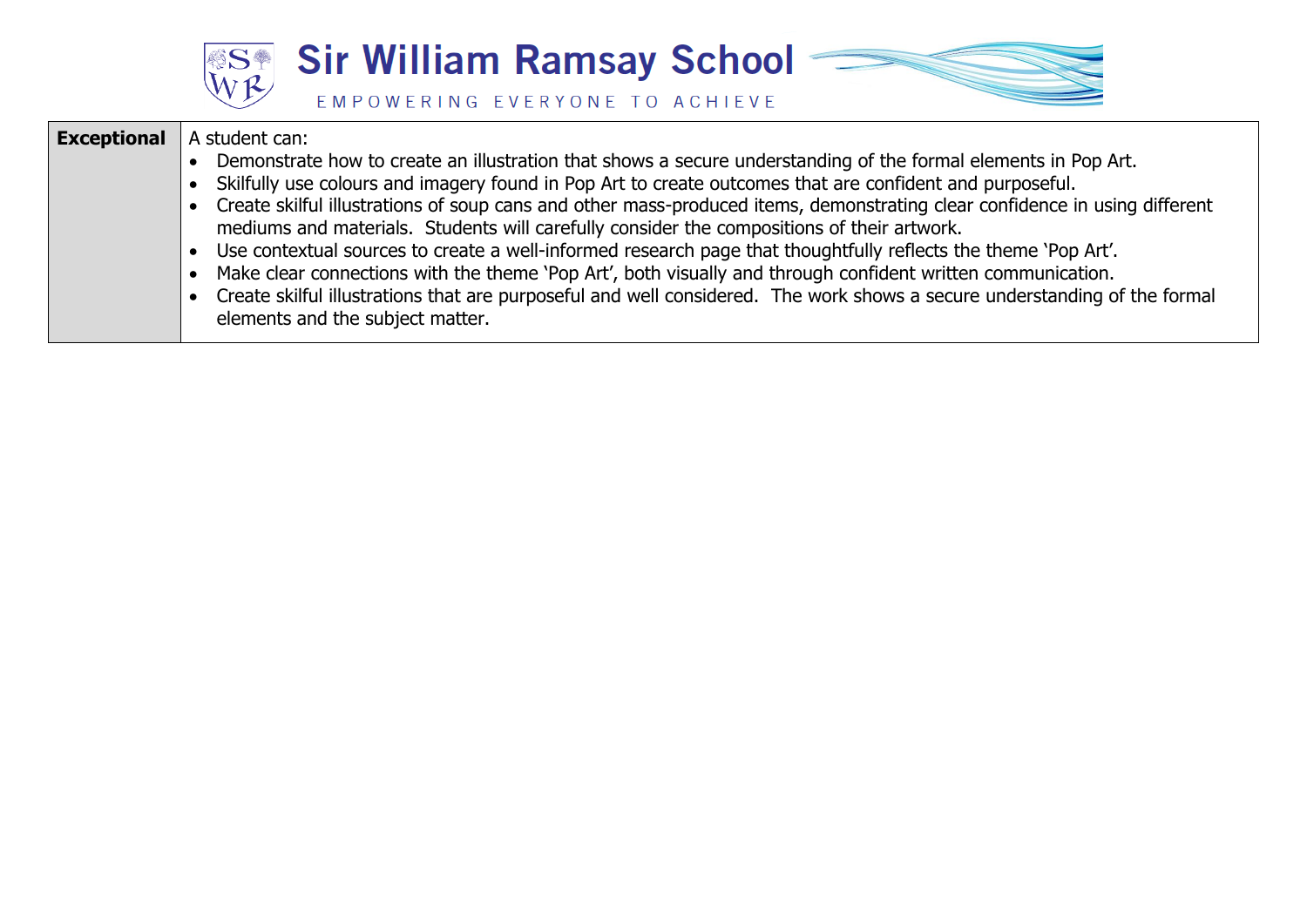| Exceptional | A student can:<br>• Demonstrate how to create an illustration that shows a secure understanding of the formal elements in Pop Art.<br>• Skilfully use colours and imagery found in Pop Art to create outcomes that are confident and purposeful.<br>• Create skilful illustrations of soup cans and other mass-produced items, demonstrating clear confidence in using different mediums and materials. Students will carefully consider the compositions of their artwork.<br>• Use contextual sources to create a well-informed research page that thoughtfully reflects the theme 'Pop Art'.<br>• Make clear connections with the theme 'Pop Art', both visually and through confident written communication.<br>• Create skilful illustrations that are purposeful and well considered. The work shows a secure understanding of the formal elements and the subject matter. |
|---|---|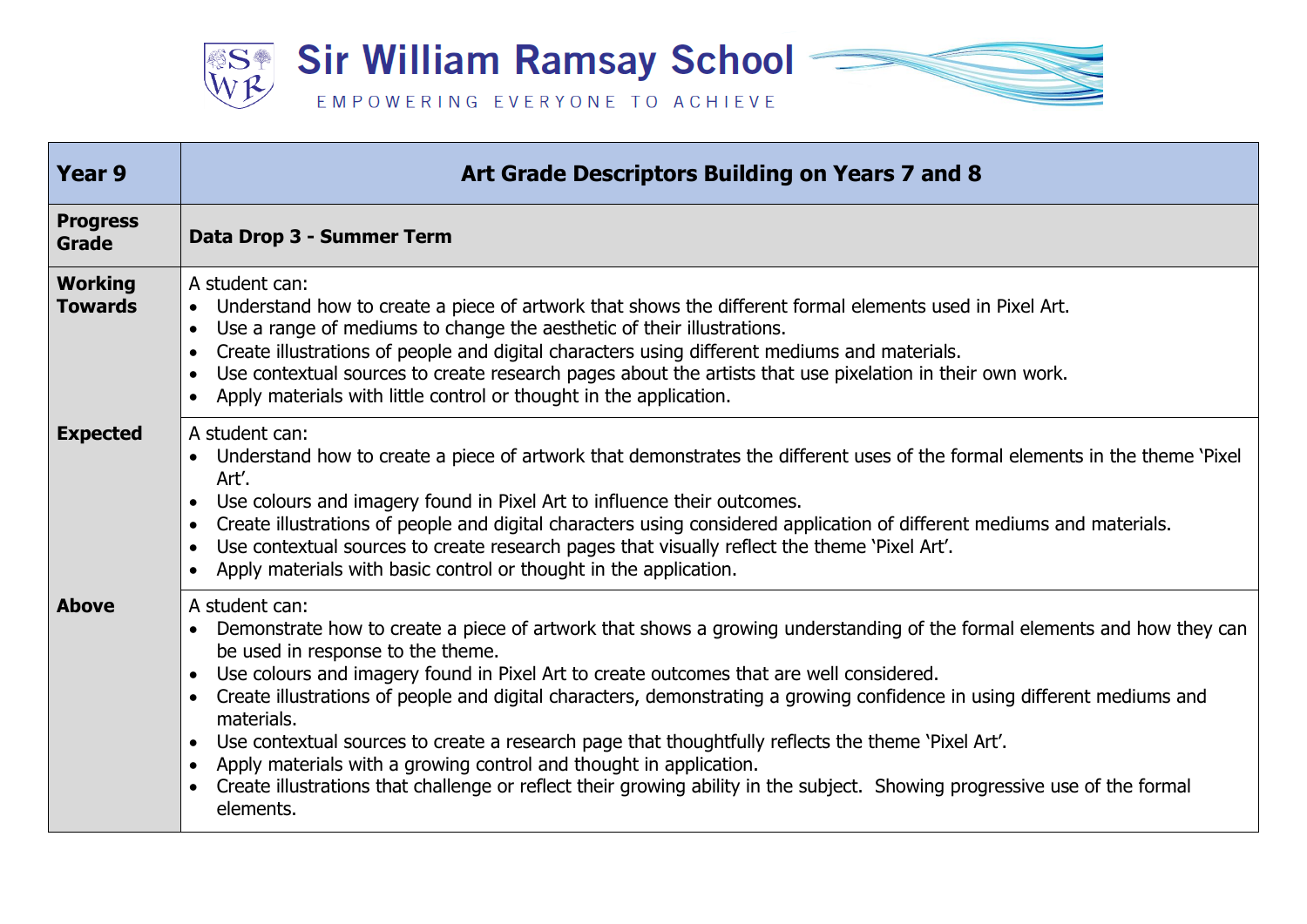# Sir William Ramsay School

EMPOWERING EVERYONE TO ACHIEVE

| Year 9 | Art Grade Descriptors Building on Years 7 and 8 |
|---|---|
| **Progress Grade** | **Data Drop 3 - Summer Term** |
| **Working Towards** | A student can:<br>• Understand how to create a piece of artwork that shows the different formal elements used in Pixel Art.<br>• Use a range of mediums to change the aesthetic of their illustrations.<br>• Create illustrations of people and digital characters using different mediums and materials.<br>• Use contextual sources to create research pages about the artists that use pixelation in their own work.<br>• Apply materials with little control or thought in the application. |
| **Expected** | A student can:<br>• Understand how to create a piece of artwork that demonstrates the different uses of the formal elements in the theme 'Pixel Art'.<br>• Use colours and imagery found in Pixel Art to influence their outcomes.<br>• Create illustrations of people and digital characters using considered application of different mediums and materials.<br>• Use contextual sources to create research pages that visually reflect the theme 'Pixel Art'.<br>• Apply materials with basic control or thought in the application. |
| **Above** | A student can:<br>• Demonstrate how to create a piece of artwork that shows a growing understanding of the formal elements and how they can be used in response to the theme.<br>• Use colours and imagery found in Pixel Art to create outcomes that are well considered.<br>• Create illustrations of people and digital characters, demonstrating a growing confidence in using different mediums and materials.<br>• Use contextual sources to create a research page that thoughtfully reflects the theme 'Pixel Art'.<br>• Apply materials with a growing control and thought in application.<br>• Create illustrations that challenge or reflect their growing ability in the subject. Showing progressive use of the formal elements. |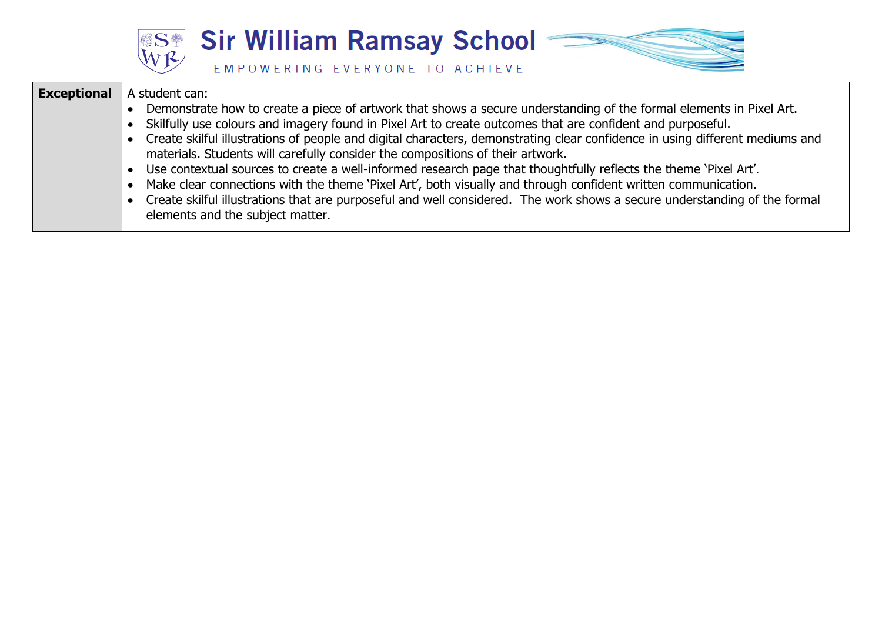| | |
|---|---|
| **Exceptional** | A student can:<br>• Demonstrate how to create a piece of artwork that shows a secure understanding of the formal elements in Pixel Art.<br>• Skilfully use colours and imagery found in Pixel Art to create outcomes that are confident and purposeful.<br>• Create skilful illustrations of people and digital characters, demonstrating clear confidence in using different mediums and materials. Students will carefully consider the compositions of their artwork.<br>• Use contextual sources to create a well-informed research page that thoughtfully reflects the theme 'Pixel Art'.<br>• Make clear connections with the theme 'Pixel Art', both visually and through confident written communication.<br>• Create skilful illustrations that are purposeful and well considered. The work shows a secure understanding of the formal elements and the subject matter. |